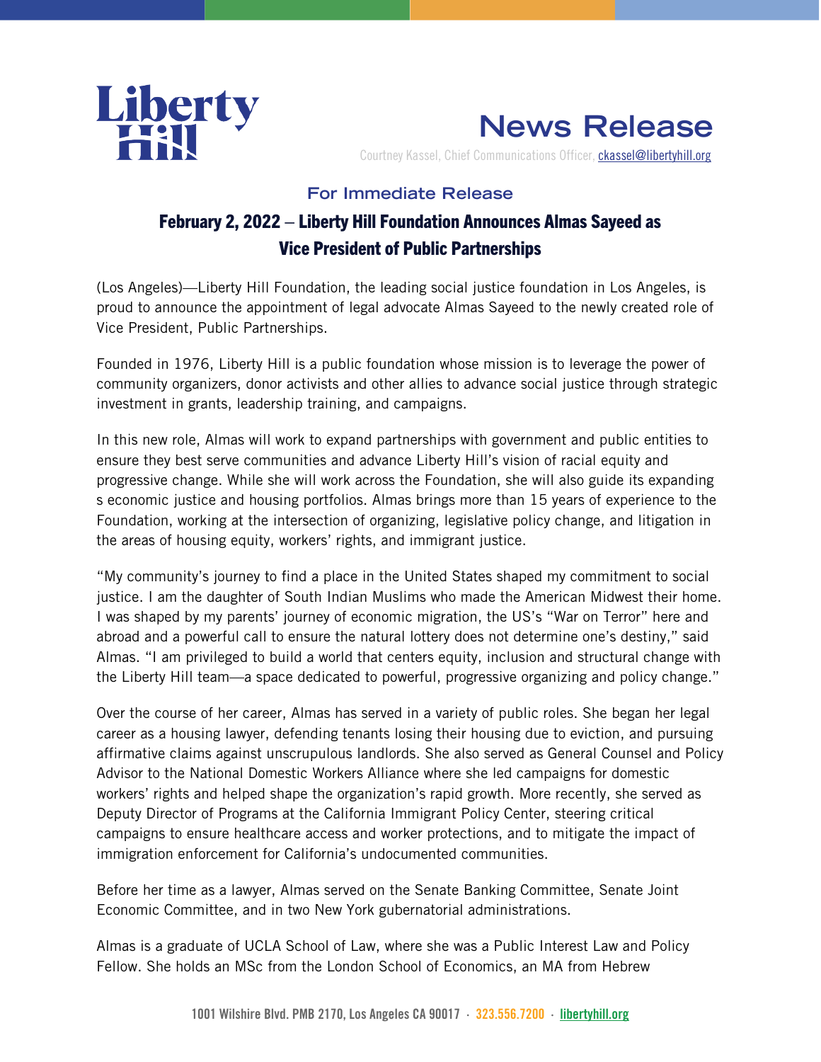Liberty Hill

# News Release

Courtney Kassel, Chief Communications Officer, ckassel@libertyhill.org

### For Immediate Release

## February 2, 2022 – Liberty Hill Foundation Announces Almas Sayeed as Vice President of Public Partnerships

(Los Angeles)—Liberty Hill Foundation, the leading social justice foundation in Los Angeles, is proud to announce the appointment of legal advocate Almas Sayeed to the newly created role of Vice President, Public Partnerships.

Founded in 1976, Liberty Hill is a public foundation whose mission is to leverage the power of community organizers, donor activists and other allies to advance social justice through strategic investment in grants, leadership training, and campaigns.

In this new role, Almas will work to expand partnerships with government and public entities to ensure they best serve communities and advance Liberty Hill's vision of racial equity and progressive change. While she will work across the Foundation, she will also guide its expanding s economic justice and housing portfolios. Almas brings more than 15 years of experience to the Foundation, working at the intersection of organizing, legislative policy change, and litigation in the areas of housing equity, workers' rights, and immigrant justice.

"My community's journey to find a place in the United States shaped my commitment to social justice. I am the daughter of South Indian Muslims who made the American Midwest their home. I was shaped by my parents' journey of economic migration, the US's "War on Terror" here and abroad and a powerful call to ensure the natural lottery does not determine one's destiny," said Almas. "I am privileged to build a world that centers equity, inclusion and structural change with the Liberty Hill team—a space dedicated to powerful, progressive organizing and policy change."

Over the course of her career, Almas has served in a variety of public roles. She began her legal career as a housing lawyer, defending tenants losing their housing due to eviction, and pursuing affirmative claims against unscrupulous landlords. She also served as General Counsel and Policy Advisor to the National Domestic Workers Alliance where she led campaigns for domestic workers' rights and helped shape the organization's rapid growth. More recently, she served as Deputy Director of Programs at the California Immigrant Policy Center, steering critical campaigns to ensure healthcare access and worker protections, and to mitigate the impact of immigration enforcement for California's undocumented communities.

Before her time as a lawyer, Almas served on the Senate Banking Committee, Senate Joint Economic Committee, and in two New York gubernatorial administrations.

Almas is a graduate of UCLA School of Law, where she was a Public Interest Law and Policy Fellow. She holds an MSc from the London School of Economics, an MA from Hebrew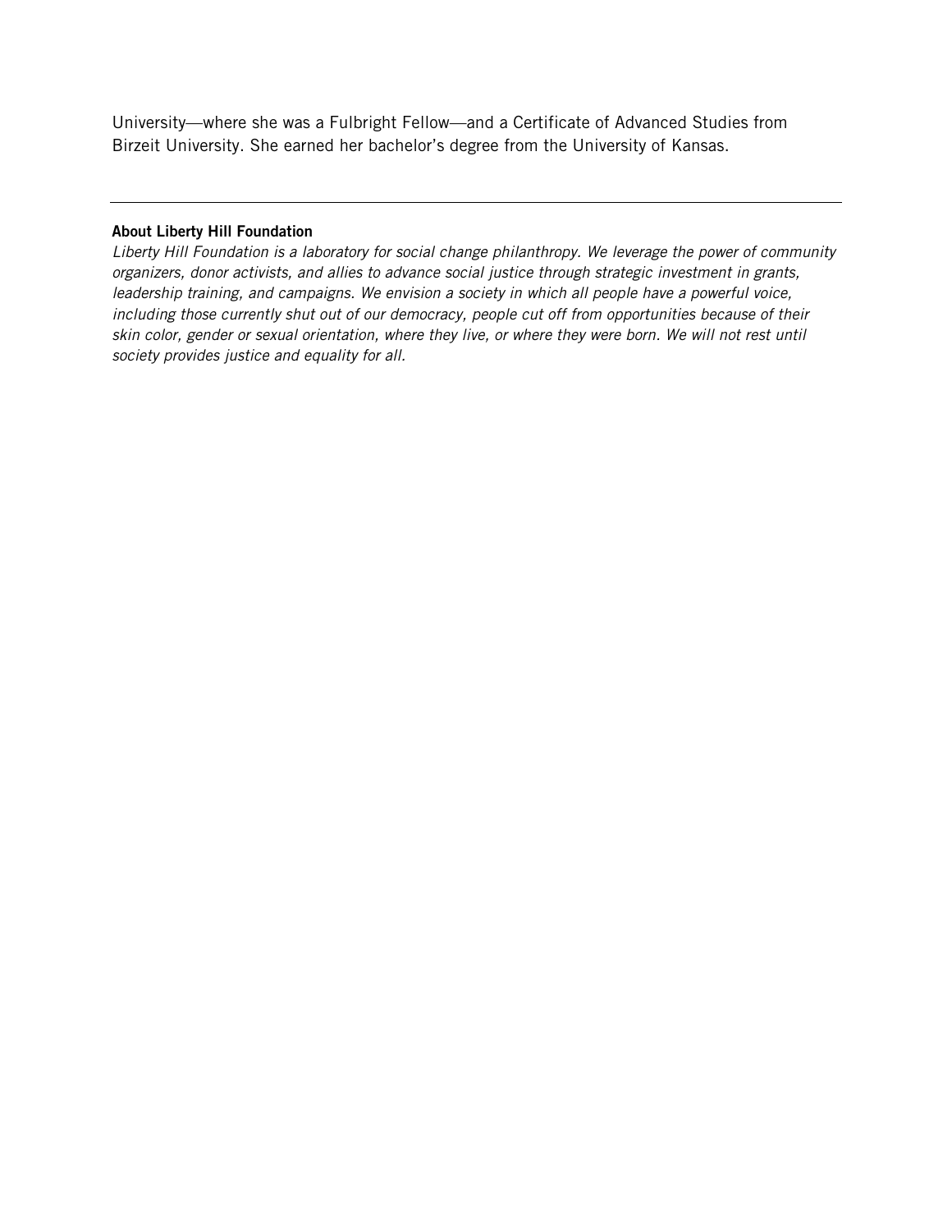University—where she was a Fulbright Fellow—and a Certificate of Advanced Studies from Birzeit University. She earned her bachelor's degree from the University of Kansas.

---

**About Liberty Hill Foundation**

*Liberty Hill Foundation is a laboratory for social change philanthropy. We leverage the power of community organizers, donor activists, and allies to advance social justice through strategic investment in grants, leadership training, and campaigns. We envision a society in which all people have a powerful voice, including those currently shut out of our democracy, people cut off from opportunities because of their skin color, gender or sexual orientation, where they live, or where they were born. We will not rest until society provides justice and equality for all.*